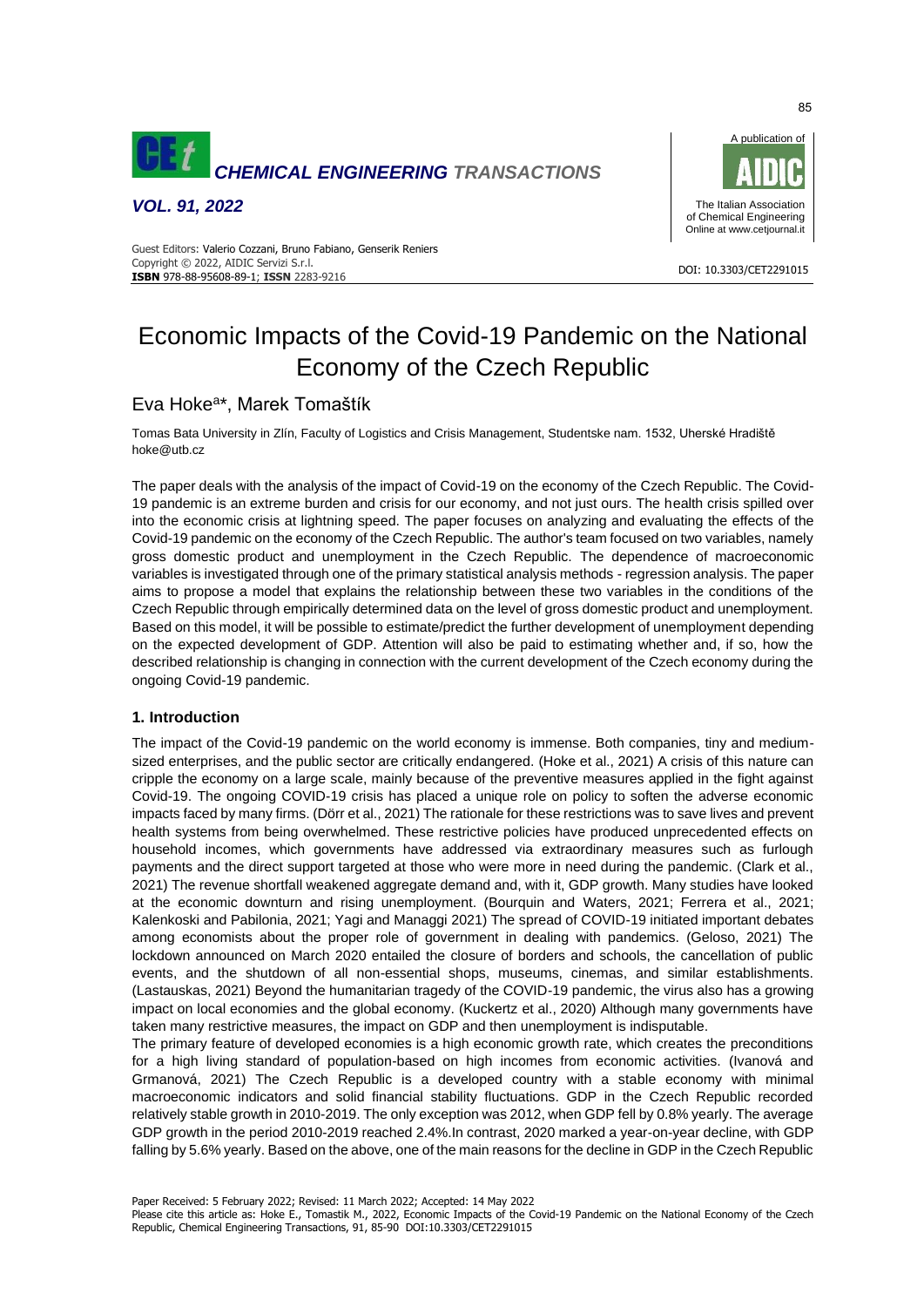# Economic Impacts of the Covid-19 Pandemic on the National Economy of the Czech Republic

Eva Hoke[a]*, Marek Tomaštík

Tomas Bata University in Zlín, Faculty of Logistics and Crisis Management, Studentske nam. 1532, Uherské Hradiště
hoke@utb.cz

The paper deals with the analysis of the impact of Covid-19 on the economy of the Czech Republic. The Covid-19 pandemic is an extreme burden and crisis for our economy, and not just ours. The health crisis spilled over into the economic crisis at lightning speed. The paper focuses on analyzing and evaluating the effects of the Covid-19 pandemic on the economy of the Czech Republic. The author's team focused on two variables, namely gross domestic product and unemployment in the Czech Republic. The dependence of macroeconomic variables is investigated through one of the primary statistical analysis methods - regression analysis. The paper aims to propose a model that explains the relationship between these two variables in the conditions of the Czech Republic through empirically determined data on the level of gross domestic product and unemployment. Based on this model, it will be possible to estimate/predict the further development of unemployment depending on the expected development of GDP. Attention will also be paid to estimating whether and, if so, how the described relationship is changing in connection with the current development of the Czech economy during the ongoing Covid-19 pandemic.

## 1. Introduction

The impact of the Covid-19 pandemic on the world economy is immense. Both companies, tiny and medium-sized enterprises, and the public sector are critically endangered. (Hoke et al., 2021) A crisis of this nature can cripple the economy on a large scale, mainly because of the preventive measures applied in the fight against Covid-19. The ongoing COVID-19 crisis has placed a unique role on policy to soften the adverse economic impacts faced by many firms. (Dörr et al., 2021) The rationale for these restrictions was to save lives and prevent health systems from being overwhelmed. These restrictive policies have produced unprecedented effects on household incomes, which governments have addressed via extraordinary measures such as furlough payments and the direct support targeted at those who were more in need during the pandemic. (Clark et al., 2021) The revenue shortfall weakened aggregate demand and, with it, GDP growth. Many studies have looked at the economic downturn and rising unemployment. (Bourquin and Waters, 2021; Ferrera et al., 2021; Kalenkoski and Pabilonia, 2021; Yagi and Managgi 2021) The spread of COVID-19 initiated important debates among economists about the proper role of government in dealing with pandemics. (Geloso, 2021) The lockdown announced on March 2020 entailed the closure of borders and schools, the cancellation of public events, and the shutdown of all non-essential shops, museums, cinemas, and similar establishments. (Lastauskas, 2021) Beyond the humanitarian tragedy of the COVID-19 pandemic, the virus also has a growing impact on local economies and the global economy. (Kuckertz et al., 2020) Although many governments have taken many restrictive measures, the impact on GDP and then unemployment is indisputable.

The primary feature of developed economies is a high economic growth rate, which creates the preconditions for a high living standard of population-based on high incomes from economic activities. (Ivanová and Grmanová, 2021) The Czech Republic is a developed country with a stable economy with minimal macroeconomic indicators and solid financial stability fluctuations. GDP in the Czech Republic recorded relatively stable growth in 2010-2019. The only exception was 2012, when GDP fell by 0.8% yearly. The average GDP growth in the period 2010-2019 reached 2.4%.In contrast, 2020 marked a year-on-year decline, with GDP falling by 5.6% yearly. Based on the above, one of the main reasons for the decline in GDP in the Czech Republic

Paper Received: 5 February 2022; Revised: 11 March 2022; Accepted: 14 May 2022

Please cite this article as: Hoke E., Tomastik M., 2022, Economic Impacts of the Covid-19 Pandemic on the National Economy of the Czech Republic, Chemical Engineering Transactions, 91, 85-90 DOI:10.3303/CET2291015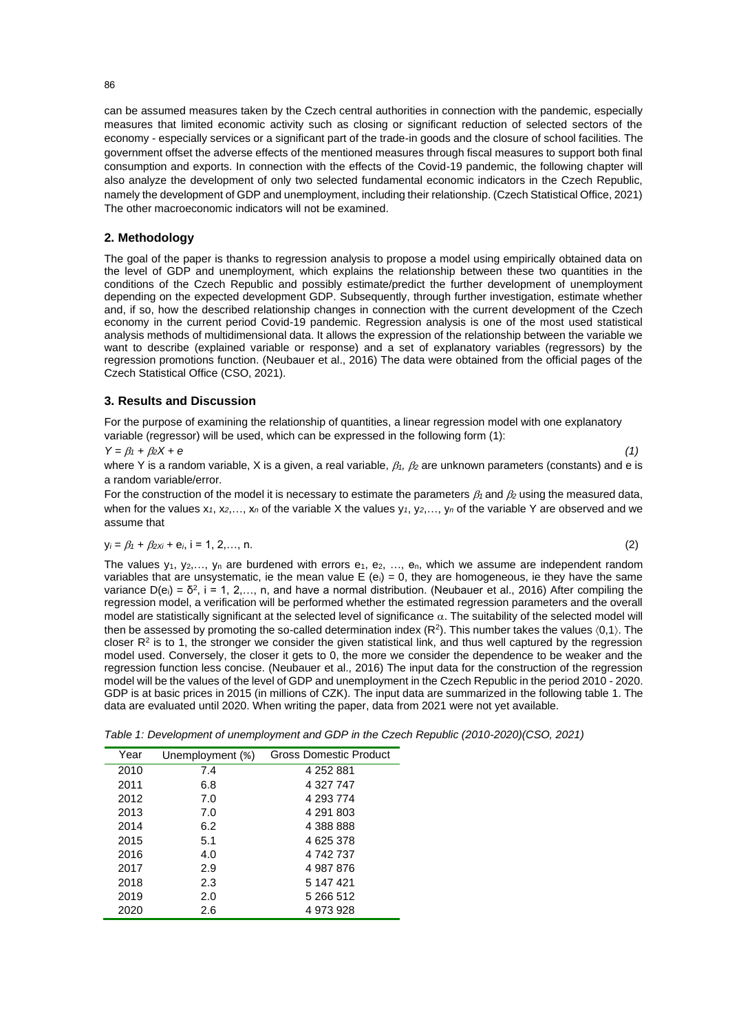can be assumed measures taken by the Czech central authorities in connection with the pandemic, especially measures that limited economic activity such as closing or significant reduction of selected sectors of the economy - especially services or a significant part of the trade-in goods and the closure of school facilities. The government offset the adverse effects of the mentioned measures through fiscal measures to support both final consumption and exports. In connection with the effects of the Covid-19 pandemic, the following chapter will also analyze the development of only two selected fundamental economic indicators in the Czech Republic, namely the development of GDP and unemployment, including their relationship. (Czech Statistical Office, 2021) The other macroeconomic indicators will not be examined.

## 2. Methodology

The goal of the paper is thanks to regression analysis to propose a model using empirically obtained data on the level of GDP and unemployment, which explains the relationship between these two quantities in the conditions of the Czech Republic and possibly estimate/predict the further development of unemployment depending on the expected development GDP. Subsequently, through further investigation, estimate whether and, if so, how the described relationship changes in connection with the current development of the Czech economy in the current period Covid-19 pandemic. Regression analysis is one of the most used statistical analysis methods of multidimensional data. It allows the expression of the relationship between the variable we want to describe (explained variable or response) and a set of explanatory variables (regressors) by the regression promotions function. (Neubauer et al., 2016) The data were obtained from the official pages of the Czech Statistical Office (CSO, 2021).

## 3. Results and Discussion

For the purpose of examining the relationship of quantities, a linear regression model with one explanatory variable (regressor) will be used, which can be expressed in the following form (1):

$$Y = \beta_1 + \beta_2 X + e \tag{1}$$

where Y is a random variable, X is a given, a real variable, $\beta_1$, $\beta_2$ are unknown parameters (constants) and e is a random variable/error.

For the construction of the model it is necessary to estimate the parameters $\beta_1$ and $\beta_2$ using the measured data, when for the values $x_1, x_2, \ldots, x_n$ of the variable X the values $y_1, y_2, \ldots, y_n$ of the variable Y are observed and we assume that

$$y_i = \beta_1 + \beta_2 x_i + e_i,\ i = 1, 2, \ldots, n. \tag{2}$$

The values $y_1, y_2, \ldots, y_n$ are burdened with errors $e_1, e_2, \ldots, e_n$, which we assume are independent random variables that are unsystematic, ie the mean value $E(e_i) = 0$, they are homogeneous, ie they have the same variance $D(e_i) = \delta^2$, $i = 1, 2, \ldots, n$, and have a normal distribution. (Neubauer et al., 2016) After compiling the regression model, a verification will be performed whether the estimated regression parameters and the overall model are statistically significant at the selected level of significance $\alpha$. The suitability of the selected model will then be assessed by promoting the so-called determination index ($R^2$). This number takes the values $\langle 0,1 \rangle$. The closer $R^2$ is to 1, the stronger we consider the given statistical link, and thus well captured by the regression model used. Conversely, the closer it gets to 0, the more we consider the dependence to be weaker and the regression function less concise. (Neubauer et al., 2016) The input data for the construction of the regression model will be the values of the level of GDP and unemployment in the Czech Republic in the period 2010 - 2020. GDP is at basic prices in 2015 (in millions of CZK). The input data are summarized in the following table 1. The data are evaluated until 2020. When writing the paper, data from 2021 were not yet available.

*Table 1: Development of unemployment and GDP in the Czech Republic (2010-2020)(CSO, 2021)*

| Year | Unemployment (%) | Gross Domestic Product |
|---|---|---|
| 2010 | 7.4 | 4 252 881 |
| 2011 | 6.8 | 4 327 747 |
| 2012 | 7.0 | 4 293 774 |
| 2013 | 7.0 | 4 291 803 |
| 2014 | 6.2 | 4 388 888 |
| 2015 | 5.1 | 4 625 378 |
| 2016 | 4.0 | 4 742 737 |
| 2017 | 2.9 | 4 987 876 |
| 2018 | 2.3 | 5 147 421 |
| 2019 | 2.0 | 5 266 512 |
| 2020 | 2.6 | 4 973 928 |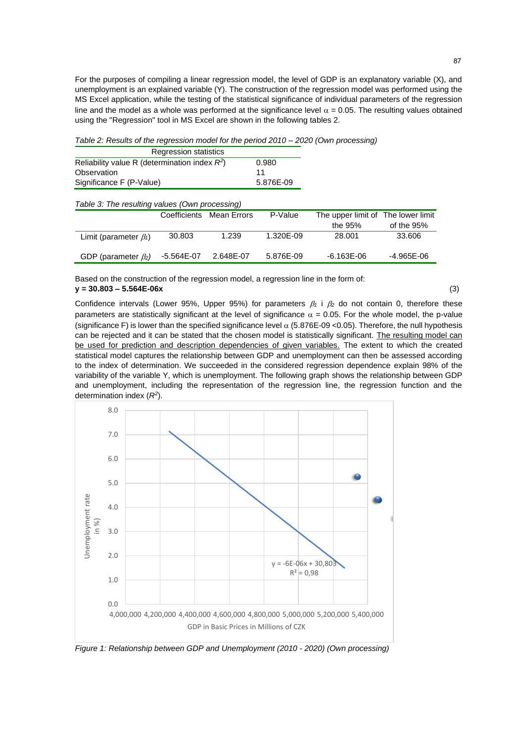For the purposes of compiling a linear regression model, the level of GDP is an explanatory variable (X), and unemployment is an explained variable (Y). The construction of the regression model was performed using the MS Excel application, while the testing of the statistical significance of individual parameters of the regression line and the model as a whole was performed at the significance level $\alpha$ = 0.05. The resulting values obtained using the "Regression" tool in MS Excel are shown in the following tables 2.

*Table 2: Results of the regression model for the period 2010 – 2020 (Own processing)*

| Regression statistics | |
|---|---|
| Reliability value R (determination index $R^2$) | 0.980 |
| Observation | 11 |
| Significance F (P-Value) | 5.876E-09 |

*Table 3: The resulting values (Own processing)*

| | Coefficients | Mean Errors | P-Value | The upper limit of the 95% | The lower limit of the 95% |
|---|---|---|---|---|---|
| Limit (parameter $\beta_1$) | 30.803 | 1.239 | 1.320E-09 | 28.001 | 33.606 |
| GDP (parameter $\beta_2$) | -5.564E-07 | 2.648E-07 | 5.876E-09 | -6.163E-06 | -4.965E-06 |

Based on the construction of the regression model, a regression line in the form of:

**y = 30.803 – 5.564E-06x** (3)

Confidence intervals (Lower 95%, Upper 95%) for parameters $\beta_1$ i $\beta_2$ do not contain 0, therefore these parameters are statistically significant at the level of significance $\alpha$ = 0.05. For the whole model, the p-value (significance F) is lower than the specified significance level $\alpha$ (5.876E-09 <0.05). Therefore, the null hypothesis can be rejected and it can be stated that the chosen model is statistically significant. The resulting model can be used for prediction and description dependencies of given variables. The extent to which the created statistical model captures the relationship between GDP and unemployment can then be assessed according to the index of determination. We succeeded in the considered regression dependence explain 98% of the variability of the variable Y, which is unemployment. The following graph shows the relationship between GDP and unemployment, including the representation of the regression line, the regression function and the determination index ($R^2$).

*Figure 1: Relationship between GDP and Unemployment (2010 - 2020) (Own processing)*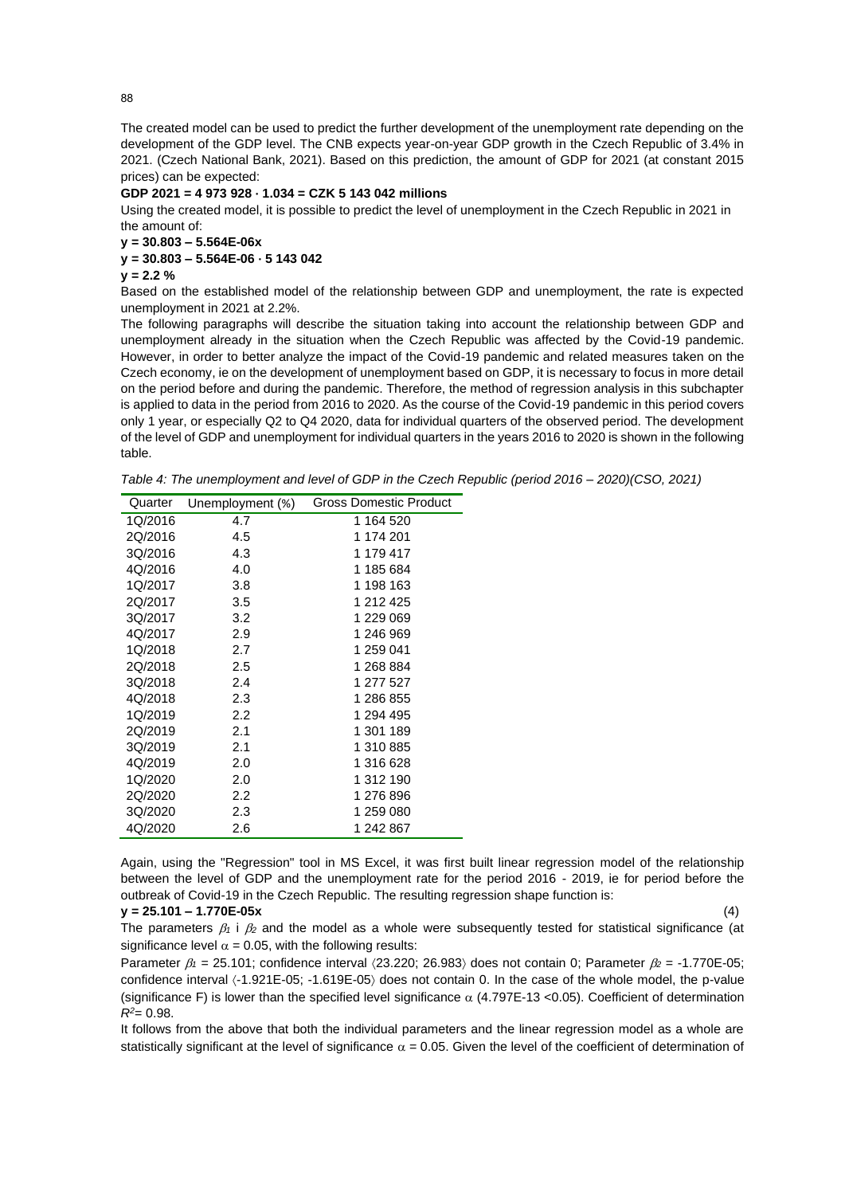The created model can be used to predict the further development of the unemployment rate depending on the development of the GDP level. The CNB expects year-on-year GDP growth in the Czech Republic of 3.4% in 2021. (Czech National Bank, 2021). Based on this prediction, the amount of GDP for 2021 (at constant 2015 prices) can be expected:

**GDP 2021 = 4 973 928 · 1.034 = CZK 5 143 042 millions**

Using the created model, it is possible to predict the level of unemployment in the Czech Republic in 2021 in the amount of:

**y = 30.803 – 5.564E-06x**

**y = 30.803 – 5.564E-06 · 5 143 042**

**y = 2.2 %**

Based on the established model of the relationship between GDP and unemployment, the rate is expected unemployment in 2021 at 2.2%.

The following paragraphs will describe the situation taking into account the relationship between GDP and unemployment already in the situation when the Czech Republic was affected by the Covid-19 pandemic. However, in order to better analyze the impact of the Covid-19 pandemic and related measures taken on the Czech economy, ie on the development of unemployment based on GDP, it is necessary to focus in more detail on the period before and during the pandemic. Therefore, the method of regression analysis in this subchapter is applied to data in the period from 2016 to 2020. As the course of the Covid-19 pandemic in this period covers only 1 year, or especially Q2 to Q4 2020, data for individual quarters of the observed period. The development of the level of GDP and unemployment for individual quarters in the years 2016 to 2020 is shown in the following table.

*Table 4: The unemployment and level of GDP in the Czech Republic (period 2016 – 2020)(CSO, 2021)*

| Quarter | Unemployment (%) | Gross Domestic Product |
|---|---|---|
| 1Q/2016 | 4.7 | 1 164 520 |
| 2Q/2016 | 4.5 | 1 174 201 |
| 3Q/2016 | 4.3 | 1 179 417 |
| 4Q/2016 | 4.0 | 1 185 684 |
| 1Q/2017 | 3.8 | 1 198 163 |
| 2Q/2017 | 3.5 | 1 212 425 |
| 3Q/2017 | 3.2 | 1 229 069 |
| 4Q/2017 | 2.9 | 1 246 969 |
| 1Q/2018 | 2.7 | 1 259 041 |
| 2Q/2018 | 2.5 | 1 268 884 |
| 3Q/2018 | 2.4 | 1 277 527 |
| 4Q/2018 | 2.3 | 1 286 855 |
| 1Q/2019 | 2.2 | 1 294 495 |
| 2Q/2019 | 2.1 | 1 301 189 |
| 3Q/2019 | 2.1 | 1 310 885 |
| 4Q/2019 | 2.0 | 1 316 628 |
| 1Q/2020 | 2.0 | 1 312 190 |
| 2Q/2020 | 2.2 | 1 276 896 |
| 3Q/2020 | 2.3 | 1 259 080 |
| 4Q/2020 | 2.6 | 1 242 867 |

Again, using the "Regression" tool in MS Excel, it was first built linear regression model of the relationship between the level of GDP and the unemployment rate for the period 2016 - 2019, ie for period before the outbreak of Covid-19 in the Czech Republic. The resulting regression shape function is:

**y = 25.101 – 1.770E-05x** (4)

The parameters $\beta_1$ i $\beta_2$ and the model as a whole were subsequently tested for statistical significance (at significance level $\alpha = 0.05$, with the following results:

Parameter $\beta_1 = 25.101$; confidence interval $\langle 23.220; 26.983 \rangle$ does not contain 0; Parameter $\beta_2 = -1.770\text{E-}05$; confidence interval $\langle -1.921\text{E-}05; -1.619\text{E-}05 \rangle$ does not contain 0. In the case of the whole model, the p-value (significance F) is lower than the specified level significance $\alpha$ (4.797E-13 <0.05). Coefficient of determination $R^2 = 0.98$.

It follows from the above that both the individual parameters and the linear regression model as a whole are statistically significant at the level of significance $\alpha = 0.05$. Given the level of the coefficient of determination of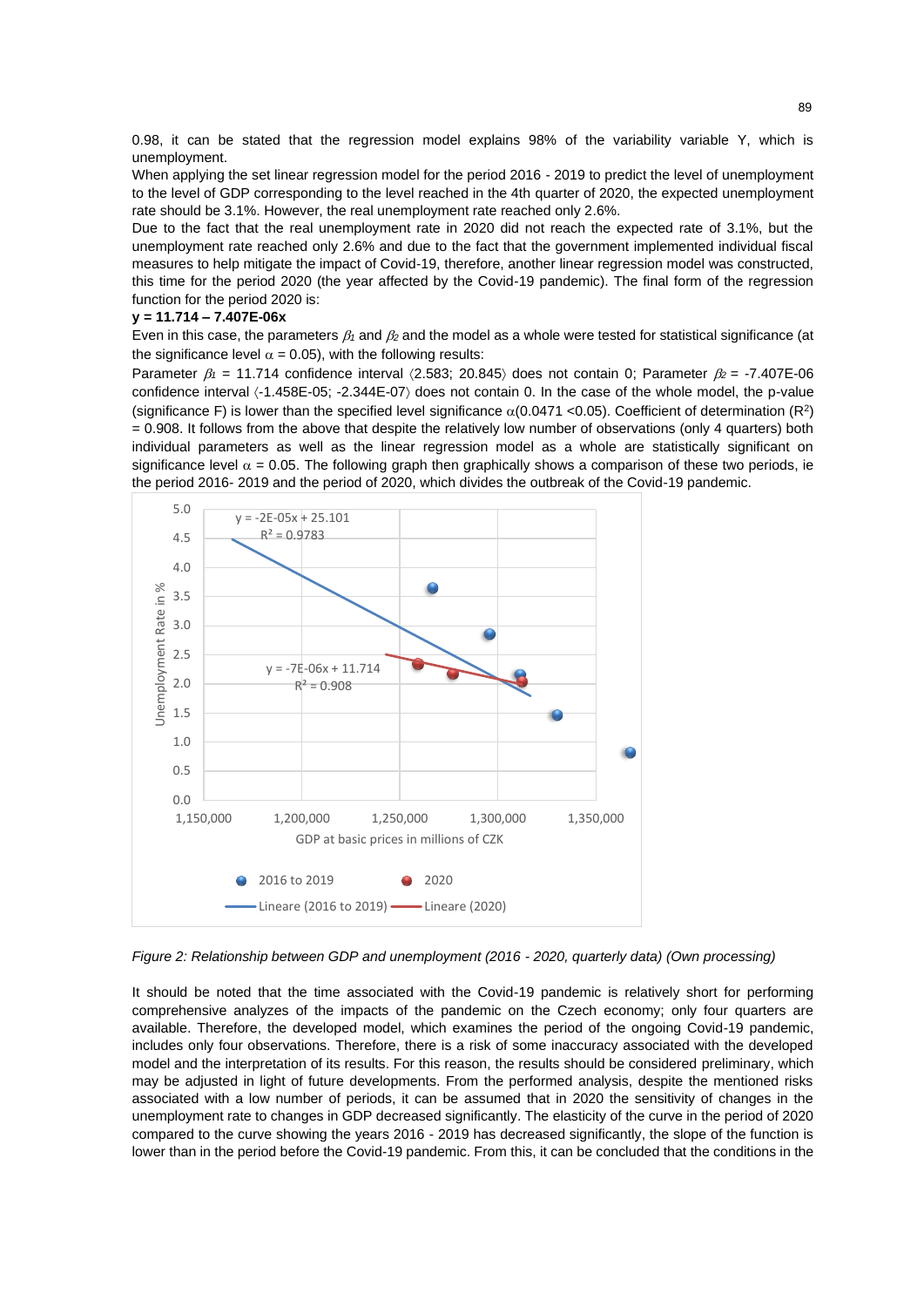0.98, it can be stated that the regression model explains 98% of the variability variable Y, which is unemployment.

When applying the set linear regression model for the period 2016 - 2019 to predict the level of unemployment to the level of GDP corresponding to the level reached in the 4th quarter of 2020, the expected unemployment rate should be 3.1%. However, the real unemployment rate reached only 2.6%.

Due to the fact that the real unemployment rate in 2020 did not reach the expected rate of 3.1%, but the unemployment rate reached only 2.6% and due to the fact that the government implemented individual fiscal measures to help mitigate the impact of Covid-19, therefore, another linear regression model was constructed, this time for the period 2020 (the year affected by the Covid-19 pandemic). The final form of the regression function for the period 2020 is:

**y = 11.714 – 7.407E-06x**

Even in this case, the parameters $\beta_1$ and $\beta_2$ and the model as a whole were tested for statistical significance (at the significance level $\alpha = 0.05$), with the following results:

Parameter $\beta_1$ = 11.714 confidence interval ⟨2.583; 20.845⟩ does not contain 0; Parameter $\beta_2$ = -7.407E-06 confidence interval ⟨-1.458E-05; -2.344E-07⟩ does not contain 0. In the case of the whole model, the p-value (significance F) is lower than the specified level significance $\alpha$(0.0471 <0.05). Coefficient of determination ($R^2$) = 0.908. It follows from the above that despite the relatively low number of observations (only 4 quarters) both individual parameters as well as the linear regression model as a whole are statistically significant on significance level $\alpha = 0.05$. The following graph then graphically shows a comparison of these two periods, ie the period 2016- 2019 and the period of 2020, which divides the outbreak of the Covid-19 pandemic.

*Figure 2: Relationship between GDP and unemployment (2016 - 2020, quarterly data) (Own processing)*

It should be noted that the time associated with the Covid-19 pandemic is relatively short for performing comprehensive analyzes of the impacts of the pandemic on the Czech economy; only four quarters are available. Therefore, the developed model, which examines the period of the ongoing Covid-19 pandemic, includes only four observations. Therefore, there is a risk of some inaccuracy associated with the developed model and the interpretation of its results. For this reason, the results should be considered preliminary, which may be adjusted in light of future developments. From the performed analysis, despite the mentioned risks associated with a low number of periods, it can be assumed that in 2020 the sensitivity of changes in the unemployment rate to changes in GDP decreased significantly. The elasticity of the curve in the period of 2020 compared to the curve showing the years 2016 - 2019 has decreased significantly, the slope of the function is lower than in the period before the Covid-19 pandemic. From this, it can be concluded that the conditions in the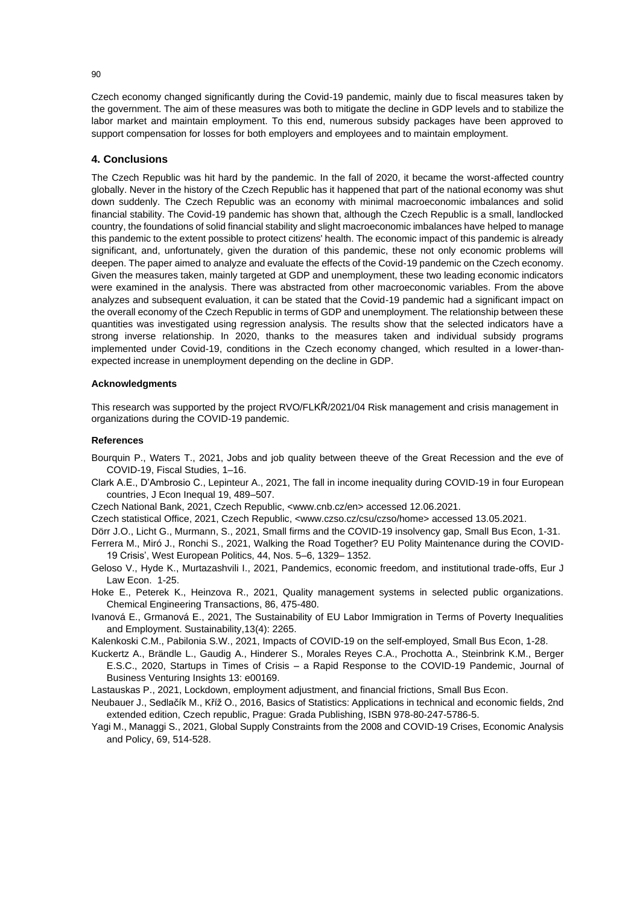Czech economy changed significantly during the Covid-19 pandemic, mainly due to fiscal measures taken by the government. The aim of these measures was both to mitigate the decline in GDP levels and to stabilize the labor market and maintain employment. To this end, numerous subsidy packages have been approved to support compensation for losses for both employers and employees and to maintain employment.

## 4. Conclusions

The Czech Republic was hit hard by the pandemic. In the fall of 2020, it became the worst-affected country globally. Never in the history of the Czech Republic has it happened that part of the national economy was shut down suddenly. The Czech Republic was an economy with minimal macroeconomic imbalances and solid financial stability. The Covid-19 pandemic has shown that, although the Czech Republic is a small, landlocked country, the foundations of solid financial stability and slight macroeconomic imbalances have helped to manage this pandemic to the extent possible to protect citizens' health. The economic impact of this pandemic is already significant, and, unfortunately, given the duration of this pandemic, these not only economic problems will deepen. The paper aimed to analyze and evaluate the effects of the Covid-19 pandemic on the Czech economy. Given the measures taken, mainly targeted at GDP and unemployment, these two leading economic indicators were examined in the analysis. There was abstracted from other macroeconomic variables. From the above analyzes and subsequent evaluation, it can be stated that the Covid-19 pandemic had a significant impact on the overall economy of the Czech Republic in terms of GDP and unemployment. The relationship between these quantities was investigated using regression analysis. The results show that the selected indicators have a strong inverse relationship. In 2020, thanks to the measures taken and individual subsidy programs implemented under Covid-19, conditions in the Czech economy changed, which resulted in a lower-than-expected increase in unemployment depending on the decline in GDP.

### Acknowledgments

This research was supported by the project RVO/FLKŘ/2021/04 Risk management and crisis management in organizations during the COVID-19 pandemic.

### References

Bourquin P., Waters T., 2021, Jobs and job quality between theeve of the Great Recession and the eve of COVID-19, Fiscal Studies, 1–16.

Clark A.E., D'Ambrosio C., Lepinteur A., 2021, The fall in income inequality during COVID-19 in four European countries, J Econ Inequal 19, 489–507.

Czech National Bank, 2021, Czech Republic, <www.cnb.cz/en> accessed 12.06.2021.

Czech statistical Office, 2021, Czech Republic, <www.czso.cz/csu/czso/home> accessed 13.05.2021.

Dörr J.O., Licht G., Murmann, S., 2021, Small firms and the COVID-19 insolvency gap, Small Bus Econ, 1-31.

Ferrera M., Miró J., Ronchi S., 2021, Walking the Road Together? EU Polity Maintenance during the COVID-19 Crisis', West European Politics, 44, Nos. 5–6, 1329– 1352.

Geloso V., Hyde K., Murtazashvili I., 2021, Pandemics, economic freedom, and institutional trade-offs, Eur J Law Econ. 1-25.

Hoke E., Peterek K., Heinzova R., 2021, Quality management systems in selected public organizations. Chemical Engineering Transactions, 86, 475-480.

Ivanová E., Grmanová E., 2021, The Sustainability of EU Labor Immigration in Terms of Poverty Inequalities and Employment. Sustainability,13(4): 2265.

Kalenkoski C.M., Pabilonia S.W., 2021, Impacts of COVID-19 on the self-employed, Small Bus Econ, 1-28.

Kuckertz A., Brändle L., Gaudig A., Hinderer S., Morales Reyes C.A., Prochotta A., Steinbrink K.M., Berger E.S.C., 2020, Startups in Times of Crisis – a Rapid Response to the COVID-19 Pandemic, Journal of Business Venturing Insights 13: e00169.

Lastauskas P., 2021, Lockdown, employment adjustment, and financial frictions, Small Bus Econ.

Neubauer J., Sedlačík M., Kříž O., 2016, Basics of Statistics: Applications in technical and economic fields, 2nd extended edition, Czech republic, Prague: Grada Publishing, ISBN 978-80-247-5786-5.

Yagi M., Managgi S., 2021, Global Supply Constraints from the 2008 and COVID-19 Crises, Economic Analysis and Policy, 69, 514-528.